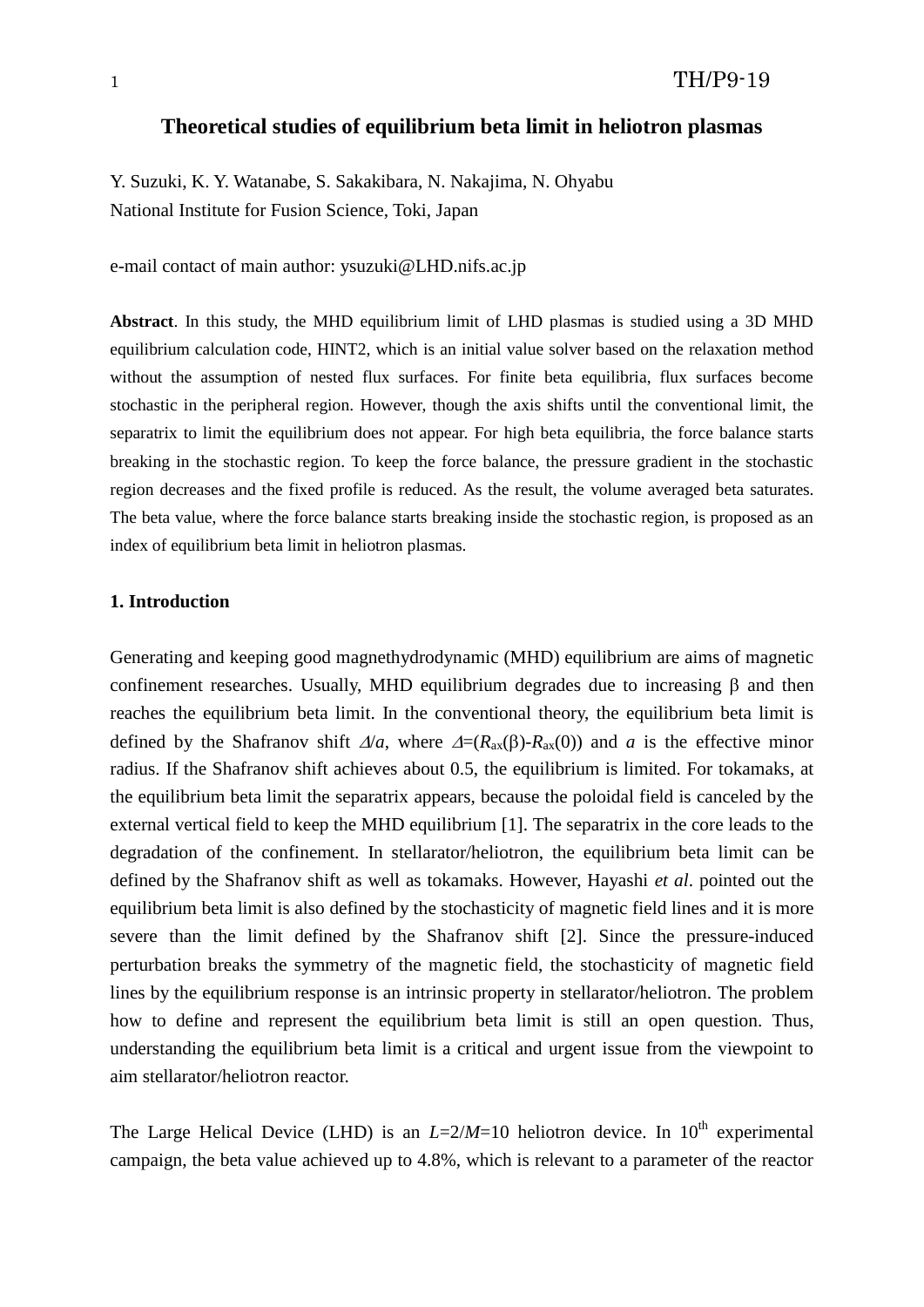# Theoretical studies of equilibrium beta limit in heliotron plasmas

Y. Suzuki, K. Y. Watanabe, S. Sakakibara, N. Nakajima, N. Ohyabu
National Institute for Fusion Science, Toki, Japan

e-mail contact of main author: ysuzuki@LHD.nifs.ac.jp

**Abstract**. In this study, the MHD equilibrium limit of LHD plasmas is studied using a 3D MHD equilibrium calculation code, HINT2, which is an initial value solver based on the relaxation method without the assumption of nested flux surfaces. For finite beta equilibria, flux surfaces become stochastic in the peripheral region. However, though the axis shifts until the conventional limit, the separatrix to limit the equilibrium does not appear. For high beta equilibria, the force balance starts breaking in the stochastic region. To keep the force balance, the pressure gradient in the stochastic region decreases and the fixed profile is reduced. As the result, the volume averaged beta saturates. The beta value, where the force balance starts breaking inside the stochastic region, is proposed as an index of equilibrium beta limit in heliotron plasmas.

## 1. Introduction

Generating and keeping good magnethydrodynamic (MHD) equilibrium are aims of magnetic confinement researches. Usually, MHD equilibrium degrades due to increasing $\beta$ and then reaches the equilibrium beta limit. In the conventional theory, the equilibrium beta limit is defined by the Shafranov shift $\Delta/a$, where $\Delta=(R_{ax}(\beta)-R_{ax}(0))$ and $a$ is the effective minor radius. If the Shafranov shift achieves about 0.5, the equilibrium is limited. For tokamaks, at the equilibrium beta limit the separatrix appears, because the poloidal field is canceled by the external vertical field to keep the MHD equilibrium [1]. The separatrix in the core leads to the degradation of the confinement. In stellarator/heliotron, the equilibrium beta limit can be defined by the Shafranov shift as well as tokamaks. However, Hayashi *et al*. pointed out the equilibrium beta limit is also defined by the stochasticity of magnetic field lines and it is more severe than the limit defined by the Shafranov shift [2]. Since the pressure-induced perturbation breaks the symmetry of the magnetic field, the stochasticity of magnetic field lines by the equilibrium response is an intrinsic property in stellarator/heliotron. The problem how to define and represent the equilibrium beta limit is still an open question. Thus, understanding the equilibrium beta limit is a critical and urgent issue from the viewpoint to aim stellarator/heliotron reactor.

The Large Helical Device (LHD) is an $L$=2/$M$=10 heliotron device. In 10$^{th}$ experimental campaign, the beta value achieved up to 4.8%, which is relevant to a parameter of the reactor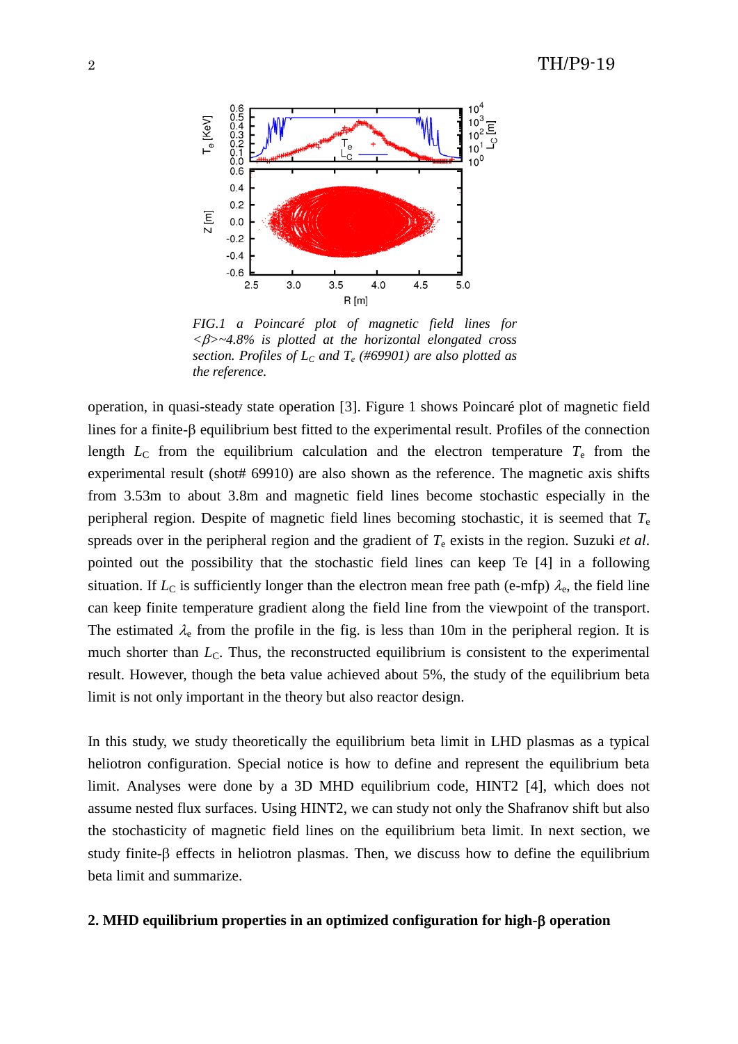FIG.1 *a Poincaré plot of magnetic field lines for <β>~4.8% is plotted at the horizontal elongated cross section. Profiles of $L_C$ and $T_e$ (#69901) are also plotted as the reference.*

operation, in quasi-steady state operation [3]. Figure 1 shows Poincaré plot of magnetic field lines for a finite-β equilibrium best fitted to the experimental result. Profiles of the connection length $L_C$ from the equilibrium calculation and the electron temperature $T_e$ from the experimental result (shot# 69910) are also shown as the reference. The magnetic axis shifts from 3.53m to about 3.8m and magnetic field lines become stochastic especially in the peripheral region. Despite of magnetic field lines becoming stochastic, it is seemed that $T_e$ spreads over in the peripheral region and the gradient of $T_e$ exists in the region. Suzuki *et al*. pointed out the possibility that the stochastic field lines can keep Te [4] in a following situation. If $L_C$ is sufficiently longer than the electron mean free path (e-mfp) $\lambda_e$, the field line can keep finite temperature gradient along the field line from the viewpoint of the transport. The estimated $\lambda_e$ from the profile in the fig. is less than 10m in the peripheral region. It is much shorter than $L_C$. Thus, the reconstructed equilibrium is consistent to the experimental result. However, though the beta value achieved about 5%, the study of the equilibrium beta limit is not only important in the theory but also reactor design.

In this study, we study theoretically the equilibrium beta limit in LHD plasmas as a typical heliotron configuration. Special notice is how to define and represent the equilibrium beta limit. Analyses were done by a 3D MHD equilibrium code, HINT2 [4], which does not assume nested flux surfaces. Using HINT2, we can study not only the Shafranov shift but also the stochasticity of magnetic field lines on the equilibrium beta limit. In next section, we study finite-β effects in heliotron plasmas. Then, we discuss how to define the equilibrium beta limit and summarize.

## 2. MHD equilibrium properties in an optimized configuration for high-β operation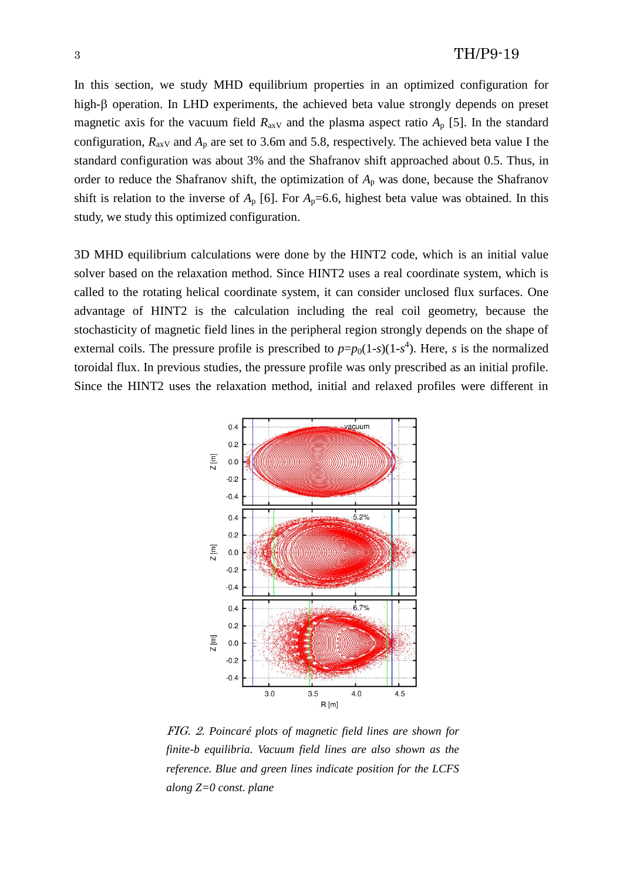In this section, we study MHD equilibrium properties in an optimized configuration for high-β operation. In LHD experiments, the achieved beta value strongly depends on preset magnetic axis for the vacuum field $R_{axV}$ and the plasma aspect ratio $A_p$ [5]. In the standard configuration, $R_{axV}$ and $A_p$ are set to 3.6m and 5.8, respectively. The achieved beta value I the standard configuration was about 3% and the Shafranov shift approached about 0.5. Thus, in order to reduce the Shafranov shift, the optimization of $A_p$ was done, because the Shafranov shift is relation to the inverse of $A_p$ [6]. For $A_p$=6.6, highest beta value was obtained. In this study, we study this optimized configuration.

3D MHD equilibrium calculations were done by the HINT2 code, which is an initial value solver based on the relaxation method. Since HINT2 uses a real coordinate system, which is called to the rotating helical coordinate system, it can consider unclosed flux surfaces. One advantage of HINT2 is the calculation including the real coil geometry, because the stochasticity of magnetic field lines in the peripheral region strongly depends on the shape of external coils. The pressure profile is prescribed to $p=p_0(1-s)(1-s^4)$. Here, $s$ is the normalized toroidal flux. In previous studies, the pressure profile was only prescribed as an initial profile. Since the HINT2 uses the relaxation method, initial and relaxed profiles were different in

*FIG. 2. Poincaré plots of magnetic field lines are shown for finite-b equilibria. Vacuum field lines are also shown as the reference. Blue and green lines indicate position for the LCFS along Z=0 const. plane*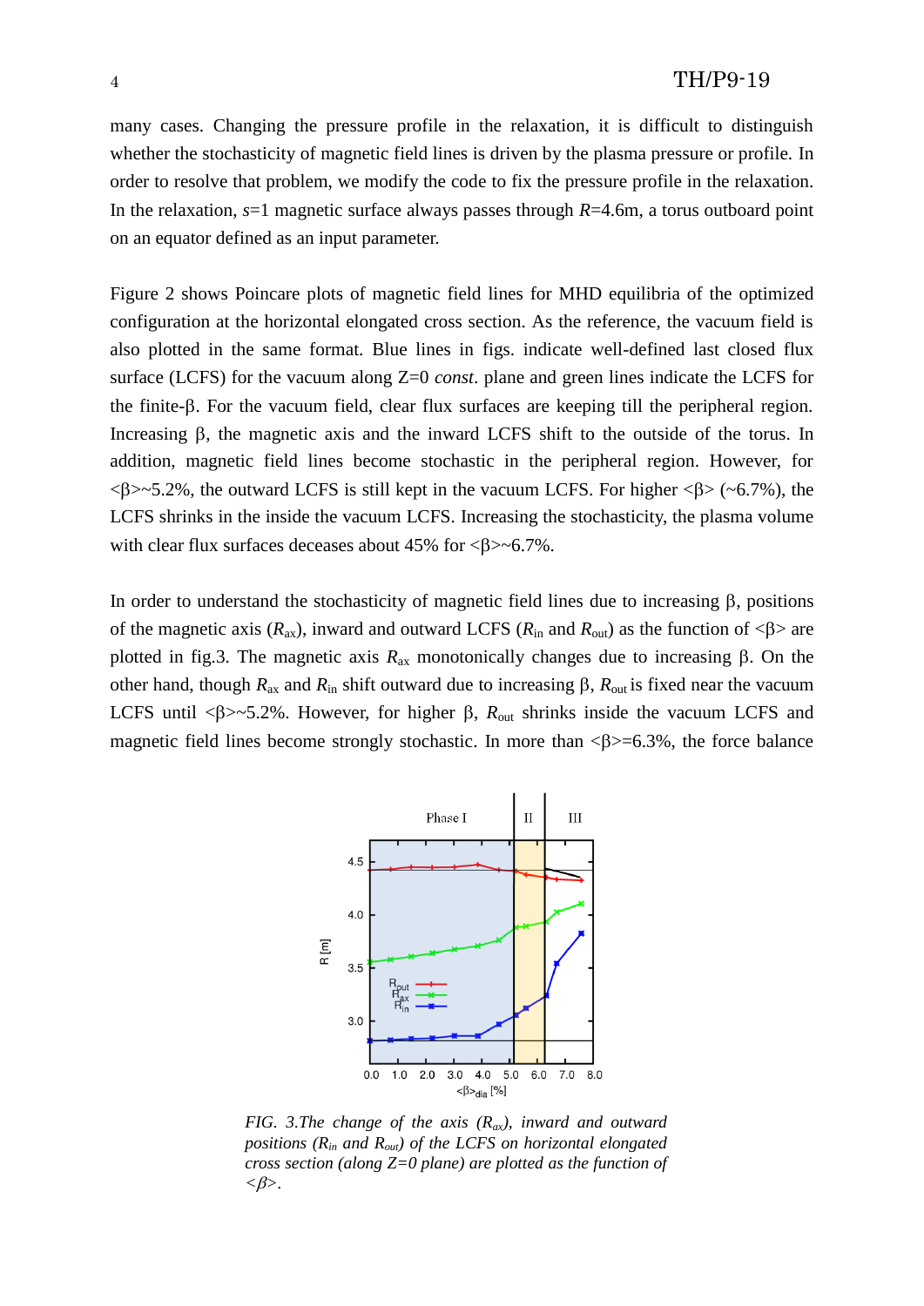many cases. Changing the pressure profile in the relaxation, it is difficult to distinguish whether the stochasticity of magnetic field lines is driven by the plasma pressure or profile. In order to resolve that problem, we modify the code to fix the pressure profile in the relaxation. In the relaxation, $s$=1 magnetic surface always passes through $R$=4.6m, a torus outboard point on an equator defined as an input parameter.

Figure 2 shows Poincare plots of magnetic field lines for MHD equilibria of the optimized configuration at the horizontal elongated cross section. As the reference, the vacuum field is also plotted in the same format. Blue lines in figs. indicate well-defined last closed flux surface (LCFS) for the vacuum along Z=0 *const*. plane and green lines indicate the LCFS for the finite-β. For the vacuum field, clear flux surfaces are keeping till the peripheral region. Increasing β, the magnetic axis and the inward LCFS shift to the outside of the torus. In addition, magnetic field lines become stochastic in the peripheral region. However, for <β>~5.2%, the outward LCFS is still kept in the vacuum LCFS. For higher <β> (~6.7%), the LCFS shrinks in the inside the vacuum LCFS. Increasing the stochasticity, the plasma volume with clear flux surfaces deceases about 45% for <β>~6.7%.

In order to understand the stochasticity of magnetic field lines due to increasing β, positions of the magnetic axis ($R_{ax}$), inward and outward LCFS ($R_{in}$ and $R_{out}$) as the function of <β> are plotted in fig.3. The magnetic axis $R_{ax}$ monotonically changes due to increasing β. On the other hand, though $R_{ax}$ and $R_{in}$ shift outward due to increasing β, $R_{out}$ is fixed near the vacuum LCFS until <β>~5.2%. However, for higher β, $R_{out}$ shrinks inside the vacuum LCFS and magnetic field lines become strongly stochastic. In more than <β>=6.3%, the force balance

*FIG. 3.The change of the axis ($R_{ax}$), inward and outward positions ($R_{in}$ and $R_{out}$) of the LCFS on horizontal elongated cross section (along Z=0 plane) are plotted as the function of <β>.*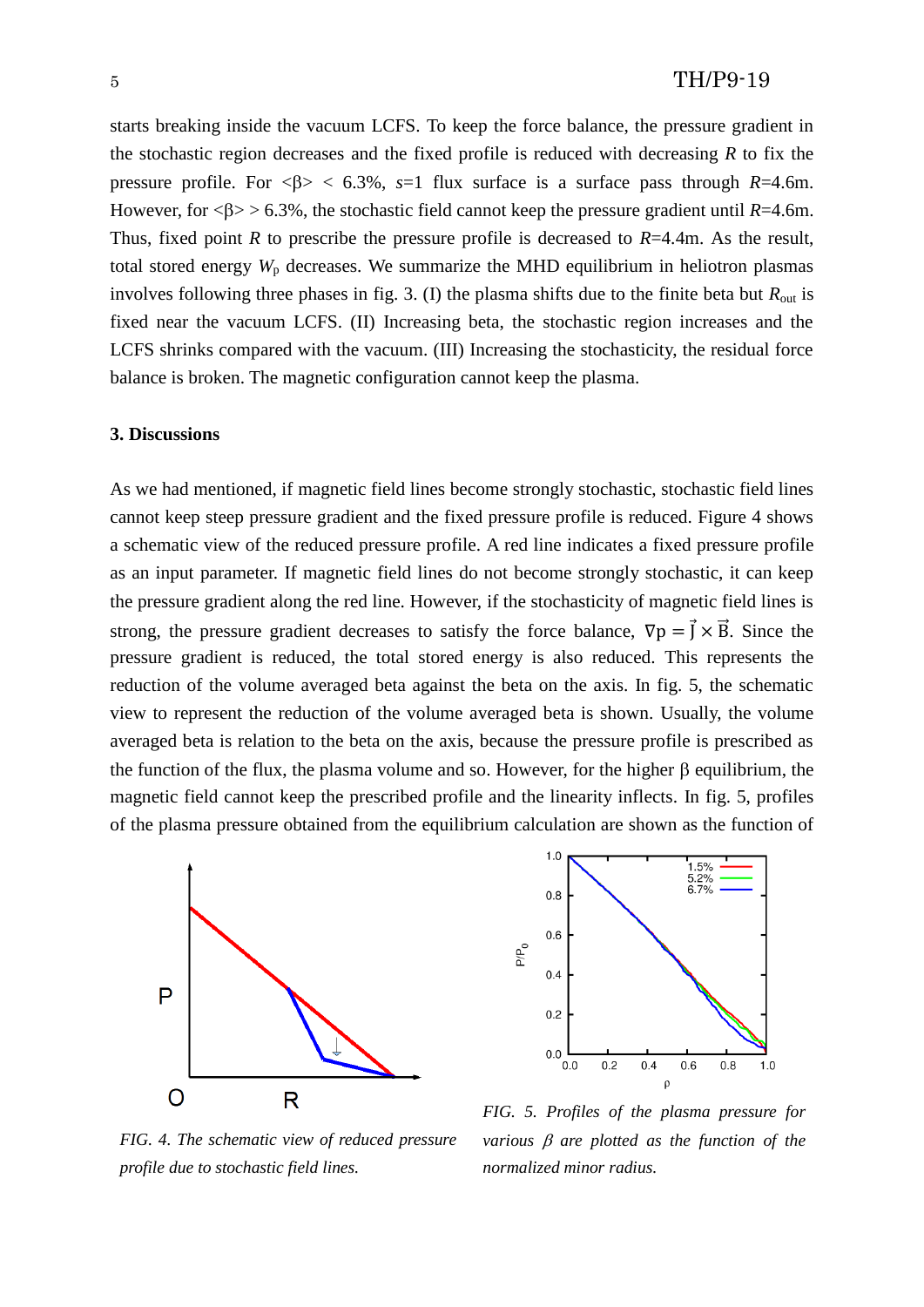starts breaking inside the vacuum LCFS. To keep the force balance, the pressure gradient in the stochastic region decreases and the fixed profile is reduced with decreasing $R$ to fix the pressure profile. For $<\beta> < 6.3\%$, $s$=1 flux surface is a surface pass through $R$=4.6m. However, for $<\beta> > 6.3\%$, the stochastic field cannot keep the pressure gradient until $R$=4.6m. Thus, fixed point $R$ to prescribe the pressure profile is decreased to $R$=4.4m. As the result, total stored energy $W_p$ decreases. We summarize the MHD equilibrium in heliotron plasmas involves following three phases in fig. 3. (I) the plasma shifts due to the finite beta but $R_{out}$ is fixed near the vacuum LCFS. (II) Increasing beta, the stochastic region increases and the LCFS shrinks compared with the vacuum. (III) Increasing the stochasticity, the residual force balance is broken. The magnetic configuration cannot keep the plasma.

## 3. Discussions

As we had mentioned, if magnetic field lines become strongly stochastic, stochastic field lines cannot keep steep pressure gradient and the fixed pressure profile is reduced. Figure 4 shows a schematic view of the reduced pressure profile. A red line indicates a fixed pressure profile as an input parameter. If magnetic field lines do not become strongly stochastic, it can keep the pressure gradient along the red line. However, if the stochasticity of magnetic field lines is strong, the pressure gradient decreases to satisfy the force balance, $\nabla p = \vec{J} \times \vec{B}$. Since the pressure gradient is reduced, the total stored energy is also reduced. This represents the reduction of the volume averaged beta against the beta on the axis. In fig. 5, the schematic view to represent the reduction of the volume averaged beta is shown. Usually, the volume averaged beta is relation to the beta on the axis, because the pressure profile is prescribed as the function of the flux, the plasma volume and so. However, for the higher β equilibrium, the magnetic field cannot keep the prescribed profile and the linearity inflects. In fig. 5, profiles of the plasma pressure obtained from the equilibrium calculation are shown as the function of

*FIG. 4. The schematic view of reduced pressure profile due to stochastic field lines.*

*FIG. 5. Profiles of the plasma pressure for various β are plotted as the function of the normalized minor radius.*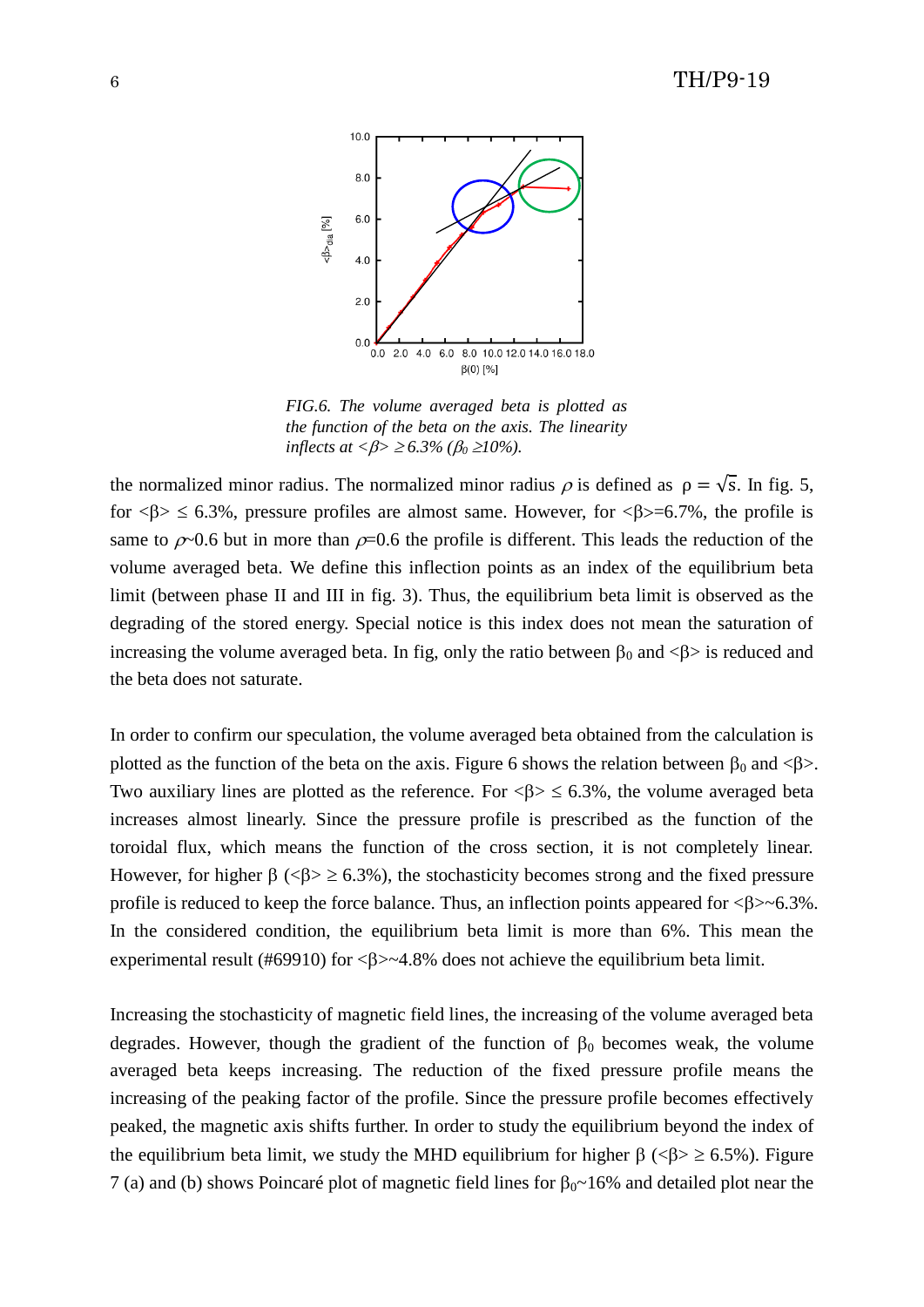*FIG.6. The volume averaged beta is plotted as the function of the beta on the axis. The linearity inflects at $<\beta> \geq 6.3\%$ ($\beta_0 \geq 10\%$).*

the normalized minor radius. The normalized minor radius $\rho$ is defined as $\rho = \sqrt{s}$. In fig. 5, for $<\beta> \leq 6.3\%$, pressure profiles are almost same. However, for $<\beta>=6.7\%$, the profile is same to $\rho$~0.6 but in more than $\rho$=0.6 the profile is different. This leads the reduction of the volume averaged beta. We define this inflection points as an index of the equilibrium beta limit (between phase II and III in fig. 3). Thus, the equilibrium beta limit is observed as the degrading of the stored energy. Special notice is this index does not mean the saturation of increasing the volume averaged beta. In fig, only the ratio between $\beta_0$ and $<\beta>$ is reduced and the beta does not saturate.

In order to confirm our speculation, the volume averaged beta obtained from the calculation is plotted as the function of the beta on the axis. Figure 6 shows the relation between $\beta_0$ and $<\beta>$. Two auxiliary lines are plotted as the reference. For $<\beta> \leq 6.3\%$, the volume averaged beta increases almost linearly. Since the pressure profile is prescribed as the function of the toroidal flux, which means the function of the cross section, it is not completely linear. However, for higher $\beta$ ($<\beta> \geq 6.3\%$), the stochasticity becomes strong and the fixed pressure profile is reduced to keep the force balance. Thus, an inflection points appeared for $<\beta>$~6.3%. In the considered condition, the equilibrium beta limit is more than 6%. This mean the experimental result (#69910) for $<\beta>$~4.8% does not achieve the equilibrium beta limit.

Increasing the stochasticity of magnetic field lines, the increasing of the volume averaged beta degrades. However, though the gradient of the function of $\beta_0$ becomes weak, the volume averaged beta keeps increasing. The reduction of the fixed pressure profile means the increasing of the peaking factor of the profile. Since the pressure profile becomes effectively peaked, the magnetic axis shifts further. In order to study the equilibrium beyond the index of the equilibrium beta limit, we study the MHD equilibrium for higher $\beta$ ($<\beta> \geq 6.5\%$). Figure 7 (a) and (b) shows Poincaré plot of magnetic field lines for $\beta_0$~16% and detailed plot near the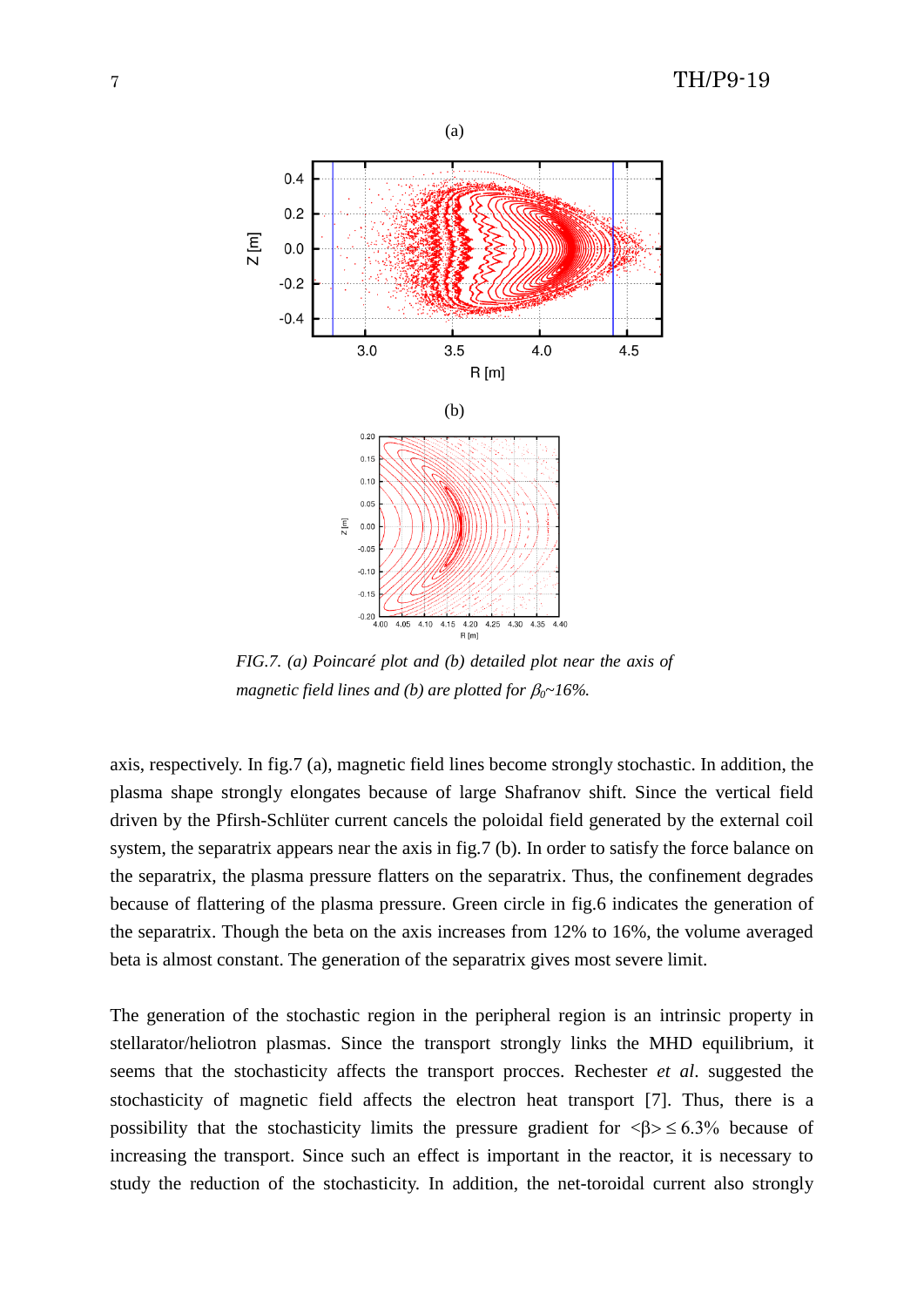(a)

(b)

*FIG.7. (a) Poincaré plot and (b) detailed plot near the axis of magnetic field lines and (b) are plotted for $\beta_0$~16%.*

axis, respectively. In fig.7 (a), magnetic field lines become strongly stochastic. In addition, the plasma shape strongly elongates because of large Shafranov shift. Since the vertical field driven by the Pfirsh-Schlüter current cancels the poloidal field generated by the external coil system, the separatrix appears near the axis in fig.7 (b). In order to satisfy the force balance on the separatrix, the plasma pressure flatters on the separatrix. Thus, the confinement degrades because of flattering of the plasma pressure. Green circle in fig.6 indicates the generation of the separatrix. Though the beta on the axis increases from 12% to 16%, the volume averaged beta is almost constant. The generation of the separatrix gives most severe limit.

The generation of the stochastic region in the peripheral region is an intrinsic property in stellarator/heliotron plasmas. Since the transport strongly links the MHD equilibrium, it seems that the stochasticity affects the transport procces. Rechester *et al*. suggested the stochasticity of magnetic field affects the electron heat transport [7]. Thus, there is a possibility that the stochasticity limits the pressure gradient for $<\beta> \leq 6.3\%$ because of increasing the transport. Since such an effect is important in the reactor, it is necessary to study the reduction of the stochasticity. In addition, the net-toroidal current also strongly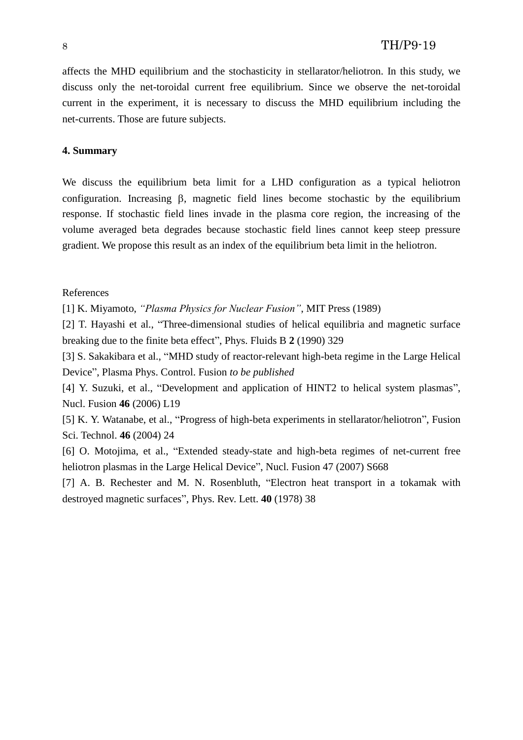affects the MHD equilibrium and the stochasticity in stellarator/heliotron. In this study, we discuss only the net-toroidal current free equilibrium. Since we observe the net-toroidal current in the experiment, it is necessary to discuss the MHD equilibrium including the net-currents. Those are future subjects.

## 4. Summary

We discuss the equilibrium beta limit for a LHD configuration as a typical heliotron configuration. Increasing $\beta$, magnetic field lines become stochastic by the equilibrium response. If stochastic field lines invade in the plasma core region, the increasing of the volume averaged beta degrades because stochastic field lines cannot keep steep pressure gradient. We propose this result as an index of the equilibrium beta limit in the heliotron.

References

[1] K. Miyamoto, *"Plasma Physics for Nuclear Fusion"*, MIT Press (1989)

[2] T. Hayashi et al., "Three-dimensional studies of helical equilibria and magnetic surface breaking due to the finite beta effect", Phys. Fluids B **2** (1990) 329

[3] S. Sakakibara et al., "MHD study of reactor-relevant high-beta regime in the Large Helical Device", Plasma Phys. Control. Fusion *to be published*

[4] Y. Suzuki, et al., "Development and application of HINT2 to helical system plasmas", Nucl. Fusion **46** (2006) L19

[5] K. Y. Watanabe, et al., "Progress of high-beta experiments in stellarator/heliotron", Fusion Sci. Technol. **46** (2004) 24

[6] O. Motojima, et al., "Extended steady-state and high-beta regimes of net-current free heliotron plasmas in the Large Helical Device", Nucl. Fusion 47 (2007) S668

[7] A. B. Rechester and M. N. Rosenbluth, "Electron heat transport in a tokamak with destroyed magnetic surfaces", Phys. Rev. Lett. **40** (1978) 38